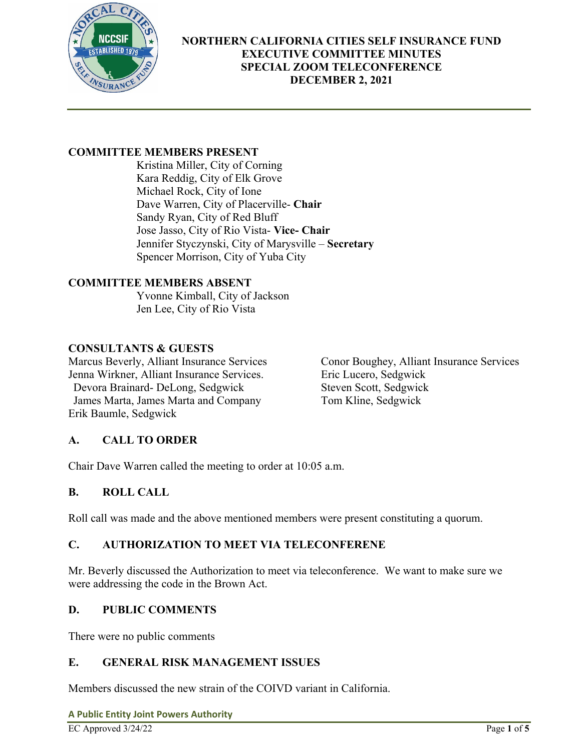# NORTHERN CALIFORNIA CITIES SELF INSURANCE FUND
# EXECUTIVE COMMITTEE MINUTES
# SPECIAL ZOOM TELECONFERENCE
# DECEMBER 2, 2021

## COMMITTEE MEMBERS PRESENT

Kristina Miller, City of Corning
Kara Reddig, City of Elk Grove
Michael Rock, City of Ione
Dave Warren, City of Placerville- **Chair**
Sandy Ryan, City of Red Bluff
Jose Jasso, City of Rio Vista- **Vice- Chair**
Jennifer Styczynski, City of Marysville – **Secretary**
Spencer Morrison, City of Yuba City

## COMMITTEE MEMBERS ABSENT

Yvonne Kimball, City of Jackson
Jen Lee, City of Rio Vista

## CONSULTANTS & GUESTS

Marcus Beverly, Alliant Insurance Services
Jenna Wirkner, Alliant Insurance Services.
Devora Brainard- DeLong, Sedgwick
James Marta, James Marta and Company
Erik Baumle, Sedgwick
Conor Boughey, Alliant Insurance Services
Eric Lucero, Sedgwick
Steven Scott, Sedgwick
Tom Kline, Sedgwick

## A. CALL TO ORDER

Chair Dave Warren called the meeting to order at 10:05 a.m.

## B. ROLL CALL

Roll call was made and the above mentioned members were present constituting a quorum.

## C. AUTHORIZATION TO MEET VIA TELECONFERENE

Mr. Beverly discussed the Authorization to meet via teleconference. We want to make sure we were addressing the code in the Brown Act.

## D. PUBLIC COMMENTS

There were no public comments

## E. GENERAL RISK MANAGEMENT ISSUES

Members discussed the new strain of the COIVD variant in California.

**A Public Entity Joint Powers Authority**

EC Approved 3/24/22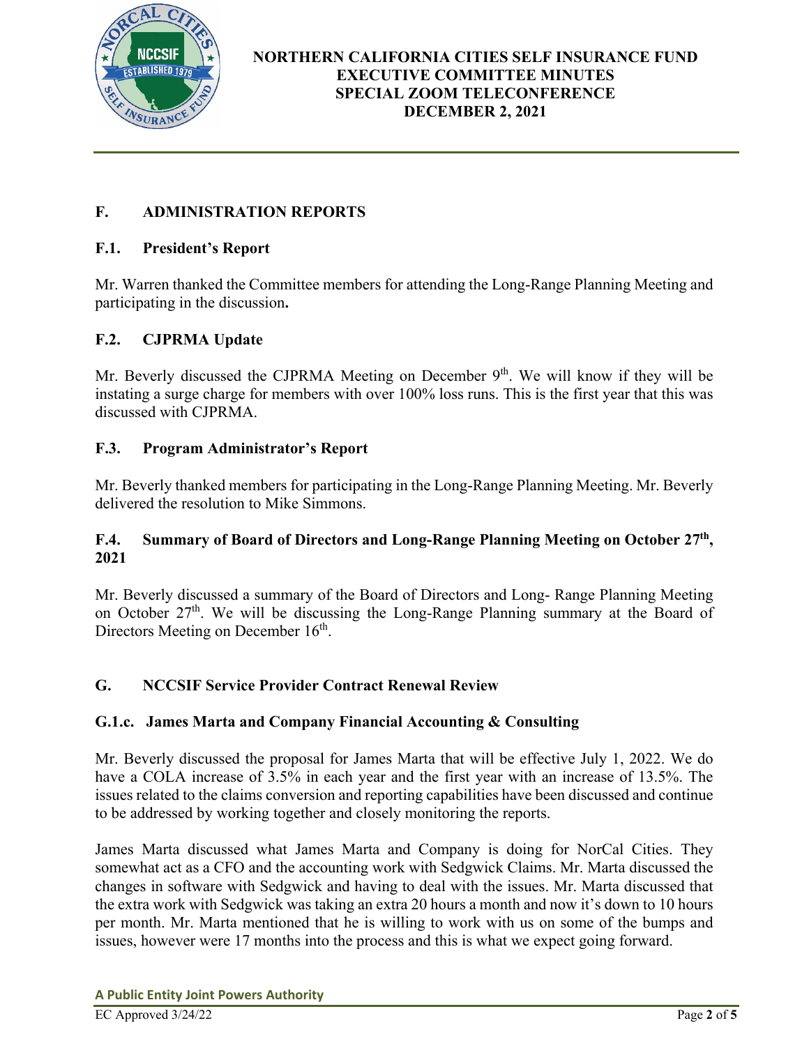## F. ADMINISTRATION REPORTS

### F.1. President's Report

Mr. Warren thanked the Committee members for attending the Long-Range Planning Meeting and participating in the discussion**.**

### F.2. CJPRMA Update

Mr. Beverly discussed the CJPRMA Meeting on December 9th. We will know if they will be instating a surge charge for members with over 100% loss runs. This is the first year that this was discussed with CJPRMA.

### F.3. Program Administrator's Report

Mr. Beverly thanked members for participating in the Long-Range Planning Meeting. Mr. Beverly delivered the resolution to Mike Simmons.

### F.4. Summary of Board of Directors and Long-Range Planning Meeting on October 27th, 2021

Mr. Beverly discussed a summary of the Board of Directors and Long- Range Planning Meeting on October 27th. We will be discussing the Long-Range Planning summary at the Board of Directors Meeting on December 16th.

## G. NCCSIF Service Provider Contract Renewal Review

### G.1.c. James Marta and Company Financial Accounting & Consulting

Mr. Beverly discussed the proposal for James Marta that will be effective July 1, 2022. We do have a COLA increase of 3.5% in each year and the first year with an increase of 13.5%. The issues related to the claims conversion and reporting capabilities have been discussed and continue to be addressed by working together and closely monitoring the reports.

James Marta discussed what James Marta and Company is doing for NorCal Cities. They somewhat act as a CFO and the accounting work with Sedgwick Claims. Mr. Marta discussed the changes in software with Sedgwick and having to deal with the issues. Mr. Marta discussed that the extra work with Sedgwick was taking an extra 20 hours a month and now it's down to 10 hours per month. Mr. Marta mentioned that he is willing to work with us on some of the bumps and issues, however were 17 months into the process and this is what we expect going forward.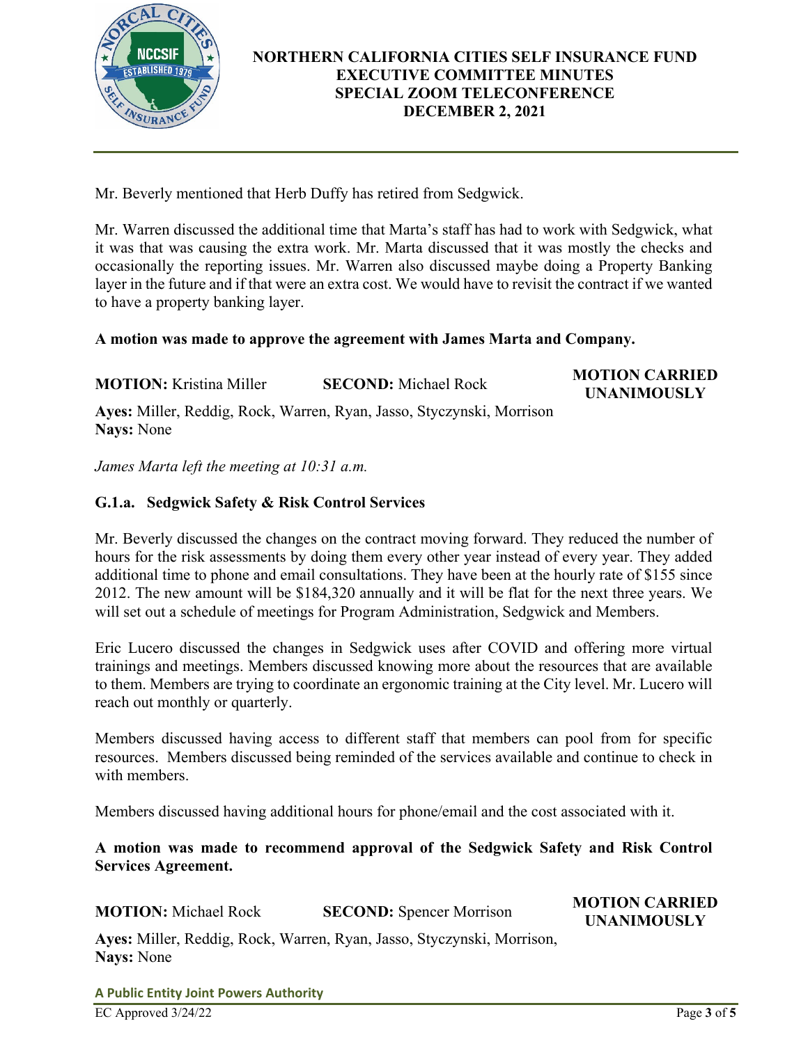Mr. Beverly mentioned that Herb Duffy has retired from Sedgwick.

Mr. Warren discussed the additional time that Marta's staff has had to work with Sedgwick, what it was that was causing the extra work. Mr. Marta discussed that it was mostly the checks and occasionally the reporting issues. Mr. Warren also discussed maybe doing a Property Banking layer in the future and if that were an extra cost. We would have to revisit the contract if we wanted to have a property banking layer.

**A motion was made to approve the agreement with James Marta and Company.**

**MOTION:** Kristina Miller **SECOND:** Michael Rock **MOTION CARRIED UNANIMOUSLY**

**Ayes:** Miller, Reddig, Rock, Warren, Ryan, Jasso, Styczynski, Morrison
**Nays:** None

*James Marta left the meeting at 10:31 a.m.*

### G.1.a. Sedgwick Safety & Risk Control Services

Mr. Beverly discussed the changes on the contract moving forward. They reduced the number of hours for the risk assessments by doing them every other year instead of every year. They added additional time to phone and email consultations. They have been at the hourly rate of $155 since 2012. The new amount will be $184,320 annually and it will be flat for the next three years. We will set out a schedule of meetings for Program Administration, Sedgwick and Members.

Eric Lucero discussed the changes in Sedgwick uses after COVID and offering more virtual trainings and meetings. Members discussed knowing more about the resources that are available to them. Members are trying to coordinate an ergonomic training at the City level. Mr. Lucero will reach out monthly or quarterly.

Members discussed having access to different staff that members can pool from for specific resources. Members discussed being reminded of the services available and continue to check in with members.

Members discussed having additional hours for phone/email and the cost associated with it.

**A motion was made to recommend approval of the Sedgwick Safety and Risk Control Services Agreement.**

**MOTION:** Michael Rock **SECOND:** Spencer Morrison **MOTION CARRIED UNANIMOUSLY**

**Ayes:** Miller, Reddig, Rock, Warren, Ryan, Jasso, Styczynski, Morrison,
**Nays:** None

**A Public Entity Joint Powers Authority**

EC Approved 3/24/22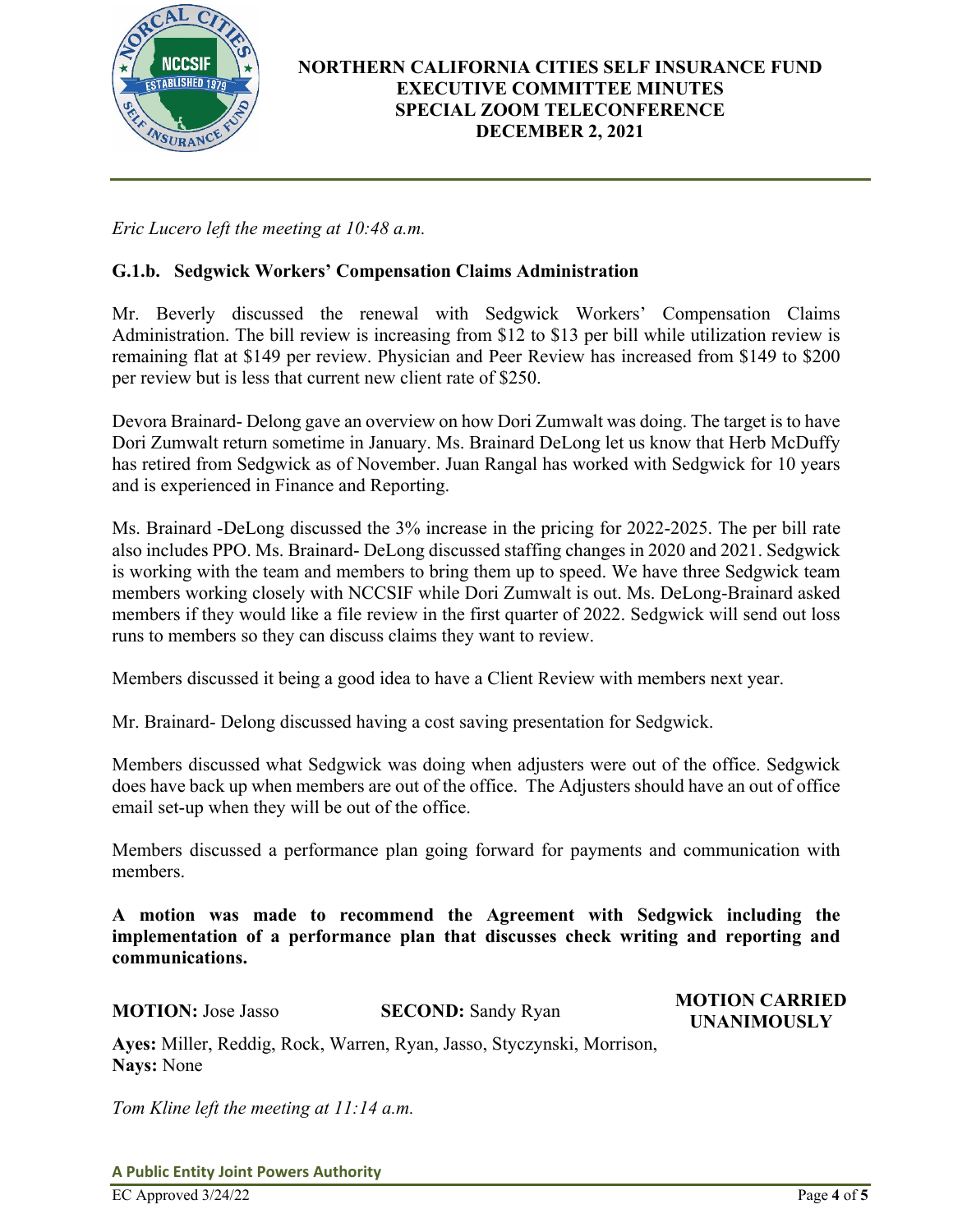*Eric Lucero left the meeting at 10:48 a.m.*

**G.1.b. Sedgwick Workers' Compensation Claims Administration**

Mr. Beverly discussed the renewal with Sedgwick Workers' Compensation Claims Administration. The bill review is increasing from $12 to $13 per bill while utilization review is remaining flat at $149 per review. Physician and Peer Review has increased from $149 to $200 per review but is less that current new client rate of $250.

Devora Brainard- Delong gave an overview on how Dori Zumwalt was doing. The target is to have Dori Zumwalt return sometime in January. Ms. Brainard DeLong let us know that Herb McDuffy has retired from Sedgwick as of November. Juan Rangal has worked with Sedgwick for 10 years and is experienced in Finance and Reporting.

Ms. Brainard -DeLong discussed the 3% increase in the pricing for 2022-2025. The per bill rate also includes PPO. Ms. Brainard- DeLong discussed staffing changes in 2020 and 2021. Sedgwick is working with the team and members to bring them up to speed. We have three Sedgwick team members working closely with NCCSIF while Dori Zumwalt is out. Ms. DeLong-Brainard asked members if they would like a file review in the first quarter of 2022. Sedgwick will send out loss runs to members so they can discuss claims they want to review.

Members discussed it being a good idea to have a Client Review with members next year.

Mr. Brainard- Delong discussed having a cost saving presentation for Sedgwick.

Members discussed what Sedgwick was doing when adjusters were out of the office. Sedgwick does have back up when members are out of the office. The Adjusters should have an out of office email set-up when they will be out of the office.

Members discussed a performance plan going forward for payments and communication with members.

**A motion was made to recommend the Agreement with Sedgwick including the implementation of a performance plan that discusses check writing and reporting and communications.**

**MOTION:** Jose Jasso **SECOND:** Sandy Ryan **MOTION CARRIED UNANIMOUSLY**

**Ayes:** Miller, Reddig, Rock, Warren, Ryan, Jasso, Styczynski, Morrison,
**Nays:** None

*Tom Kline left the meeting at 11:14 a.m.*

**A Public Entity Joint Powers Authority**

EC Approved 3/24/22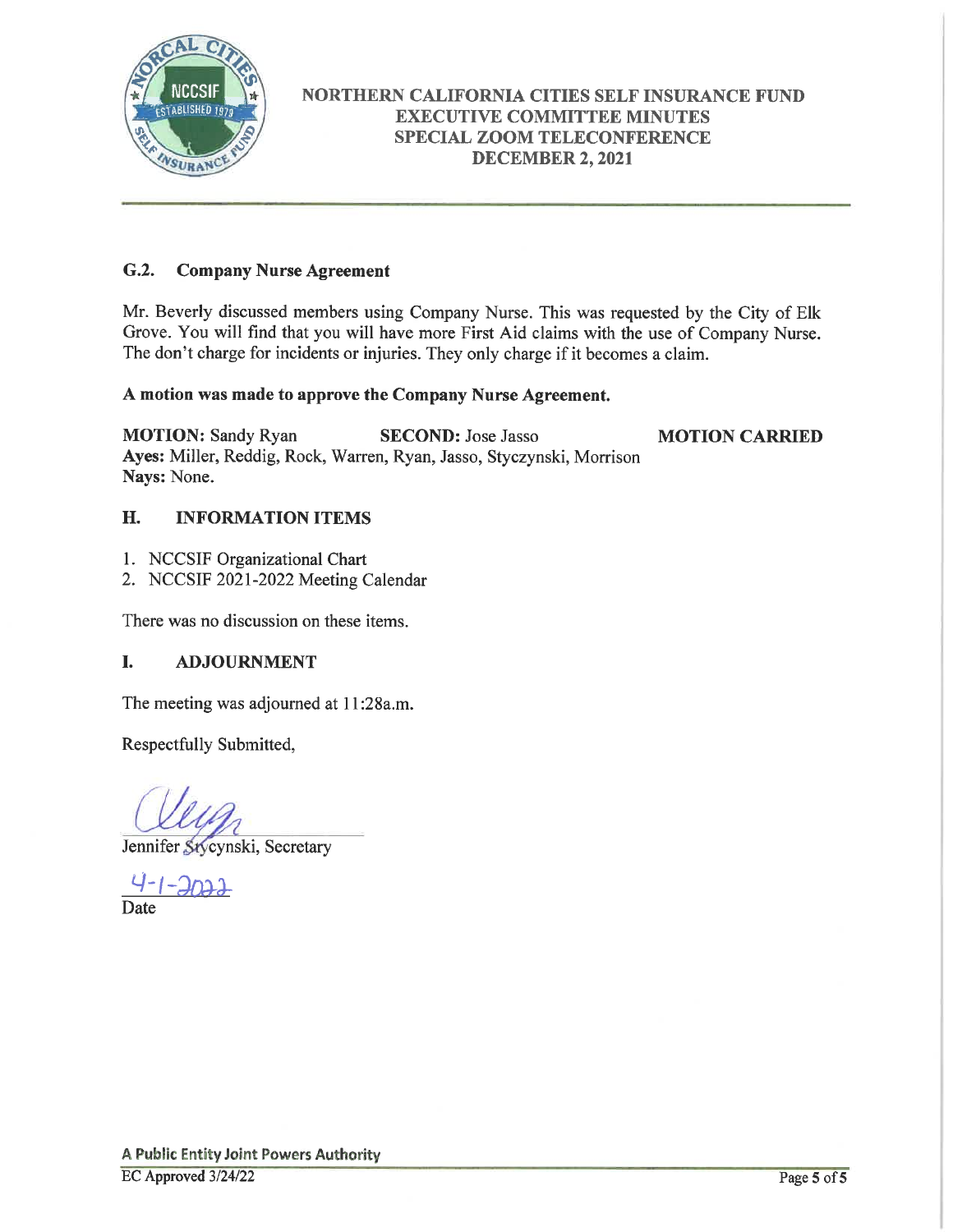### G.2. Company Nurse Agreement

Mr. Beverly discussed members using Company Nurse. This was requested by the City of Elk Grove. You will find that you will have more First Aid claims with the use of Company Nurse. The don't charge for incidents or injuries. They only charge if it becomes a claim.

**A motion was made to approve the Company Nurse Agreement.**

**MOTION:** Sandy Ryan **SECOND:** Jose Jasso **MOTION CARRIED**
**Ayes:** Miller, Reddig, Rock, Warren, Ryan, Jasso, Styczynski, Morrison
**Nays:** None.

## H. INFORMATION ITEMS

1. NCCSIF Organizational Chart
2. NCCSIF 2021-2022 Meeting Calendar

There was no discussion on these items.

## I. ADJOURNMENT

The meeting was adjourned at 11:28a.m.

Respectfully Submitted,

Jennifer Stycynski, Secretary

4-1-2022
Date

A Public Entity Joint Powers Authority

EC Approved 3/24/22